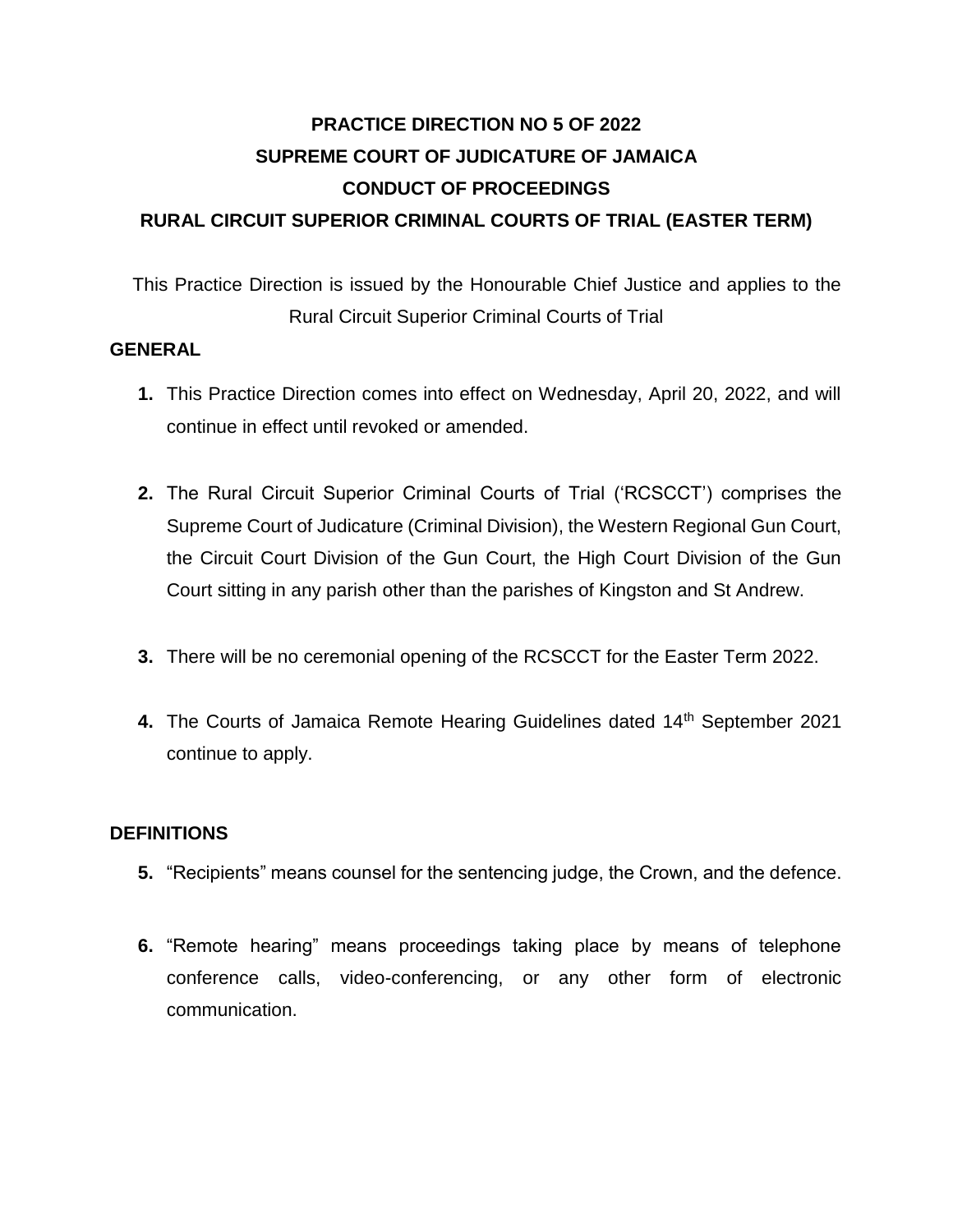# PRACTICE DIRECTION NO 5 OF 2022
# SUPREME COURT OF JUDICATURE OF JAMAICA
# CONDUCT OF PROCEEDINGS
# RURAL CIRCUIT SUPERIOR CRIMINAL COURTS OF TRIAL (EASTER TERM)

This Practice Direction is issued by the Honourable Chief Justice and applies to the Rural Circuit Superior Criminal Courts of Trial

## GENERAL

1. This Practice Direction comes into effect on Wednesday, April 20, 2022, and will continue in effect until revoked or amended.

2. The Rural Circuit Superior Criminal Courts of Trial ('RCSCCT') comprises the Supreme Court of Judicature (Criminal Division), the Western Regional Gun Court, the Circuit Court Division of the Gun Court, the High Court Division of the Gun Court sitting in any parish other than the parishes of Kingston and St Andrew.

3. There will be no ceremonial opening of the RCSCCT for the Easter Term 2022.

4. The Courts of Jamaica Remote Hearing Guidelines dated 14th September 2021 continue to apply.

## DEFINITIONS

5. "Recipients" means counsel for the sentencing judge, the Crown, and the defence.

6. "Remote hearing" means proceedings taking place by means of telephone conference calls, video-conferencing, or any other form of electronic communication.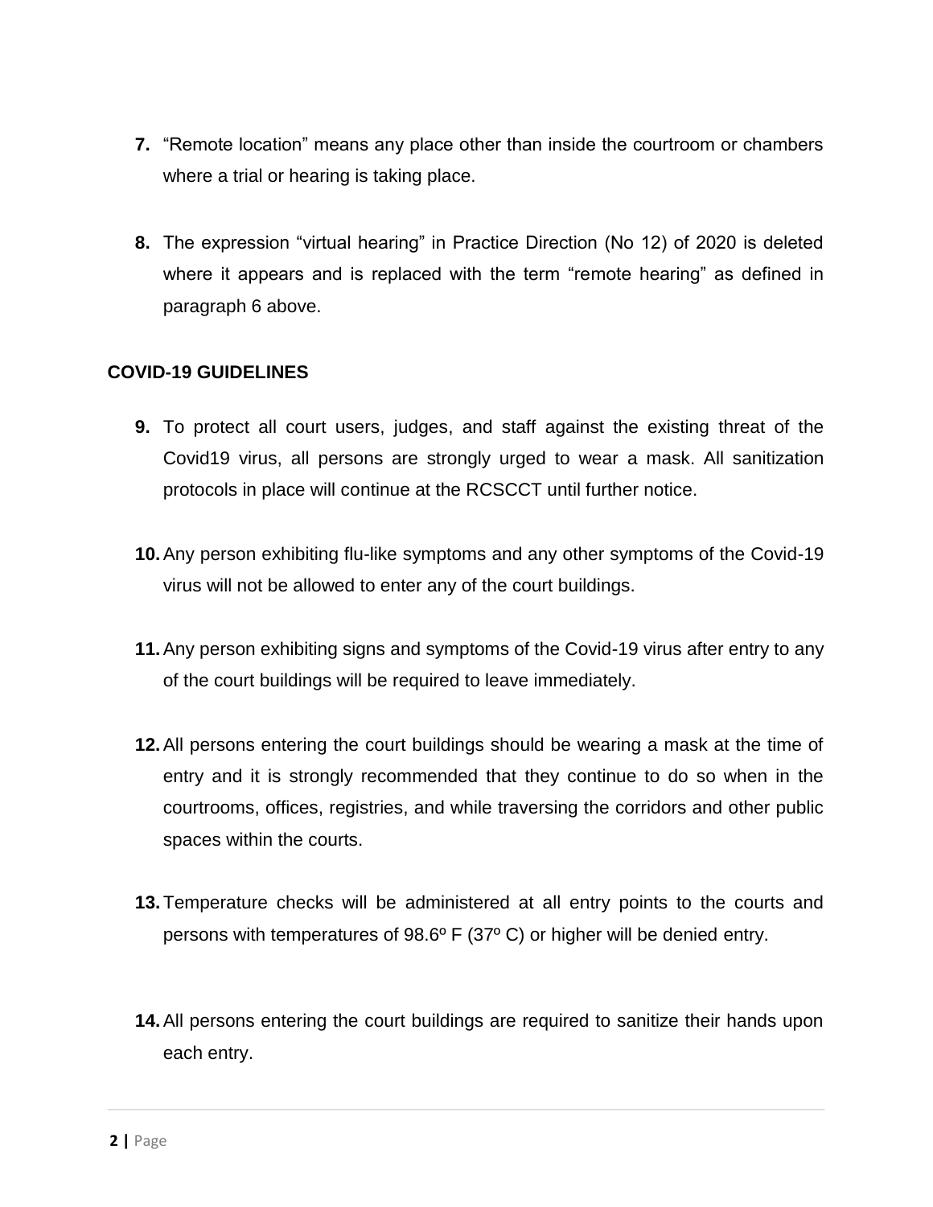7. "Remote location" means any place other than inside the courtroom or chambers where a trial or hearing is taking place.

8. The expression "virtual hearing" in Practice Direction (No 12) of 2020 is deleted where it appears and is replaced with the term "remote hearing" as defined in paragraph 6 above.

**COVID-19 GUIDELINES**

9. To protect all court users, judges, and staff against the existing threat of the Covid19 virus, all persons are strongly urged to wear a mask. All sanitization protocols in place will continue at the RCSCCT until further notice.

10. Any person exhibiting flu-like symptoms and any other symptoms of the Covid-19 virus will not be allowed to enter any of the court buildings.

11. Any person exhibiting signs and symptoms of the Covid-19 virus after entry to any of the court buildings will be required to leave immediately.

12. All persons entering the court buildings should be wearing a mask at the time of entry and it is strongly recommended that they continue to do so when in the courtrooms, offices, registries, and while traversing the corridors and other public spaces within the courts.

13. Temperature checks will be administered at all entry points to the courts and persons with temperatures of 98.6º F (37º C) or higher will be denied entry.

14. All persons entering the court buildings are required to sanitize their hands upon each entry.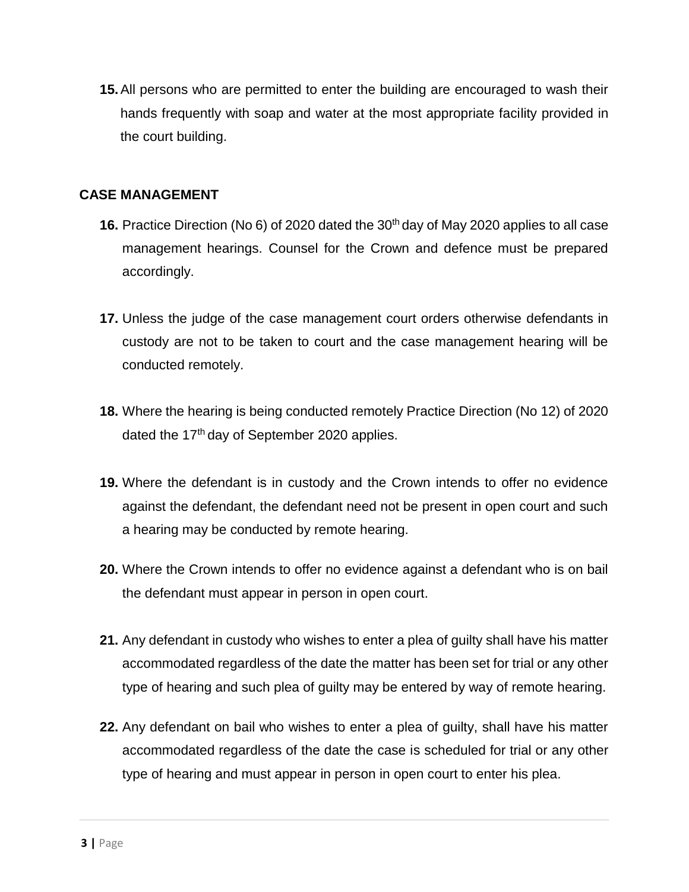**15.** All persons who are permitted to enter the building are encouraged to wash their hands frequently with soap and water at the most appropriate facility provided in the court building.

**CASE MANAGEMENT**

**16.** Practice Direction (No 6) of 2020 dated the 30th day of May 2020 applies to all case management hearings. Counsel for the Crown and defence must be prepared accordingly.

**17.** Unless the judge of the case management court orders otherwise defendants in custody are not to be taken to court and the case management hearing will be conducted remotely.

**18.** Where the hearing is being conducted remotely Practice Direction (No 12) of 2020 dated the 17th day of September 2020 applies.

**19.** Where the defendant is in custody and the Crown intends to offer no evidence against the defendant, the defendant need not be present in open court and such a hearing may be conducted by remote hearing.

**20.** Where the Crown intends to offer no evidence against a defendant who is on bail the defendant must appear in person in open court.

**21.** Any defendant in custody who wishes to enter a plea of guilty shall have his matter accommodated regardless of the date the matter has been set for trial or any other type of hearing and such plea of guilty may be entered by way of remote hearing.

**22.** Any defendant on bail who wishes to enter a plea of guilty, shall have his matter accommodated regardless of the date the case is scheduled for trial or any other type of hearing and must appear in person in open court to enter his plea.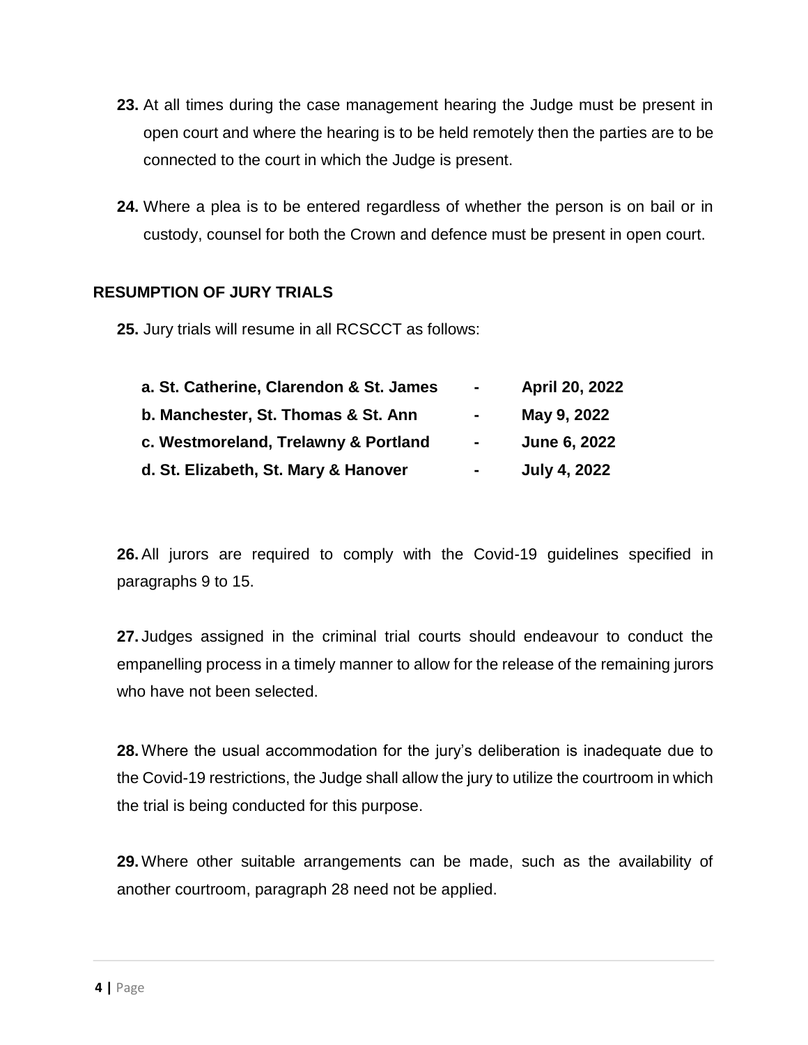**23.** At all times during the case management hearing the Judge must be present in open court and where the hearing is to be held remotely then the parties are to be connected to the court in which the Judge is present.

**24.** Where a plea is to be entered regardless of whether the person is on bail or in custody, counsel for both the Crown and defence must be present in open court.

## RESUMPTION OF JURY TRIALS

**25.** Jury trials will resume in all RCSCCT as follows:

**a. St. Catherine, Clarendon & St. James - April 20, 2022**
**b. Manchester, St. Thomas & St. Ann - May 9, 2022**
**c. Westmoreland, Trelawny & Portland - June 6, 2022**
**d. St. Elizabeth, St. Mary & Hanover - July 4, 2022**

**26.** All jurors are required to comply with the Covid-19 guidelines specified in paragraphs 9 to 15.

**27.** Judges assigned in the criminal trial courts should endeavour to conduct the empanelling process in a timely manner to allow for the release of the remaining jurors who have not been selected.

**28.** Where the usual accommodation for the jury's deliberation is inadequate due to the Covid-19 restrictions, the Judge shall allow the jury to utilize the courtroom in which the trial is being conducted for this purpose.

**29.** Where other suitable arrangements can be made, such as the availability of another courtroom, paragraph 28 need not be applied.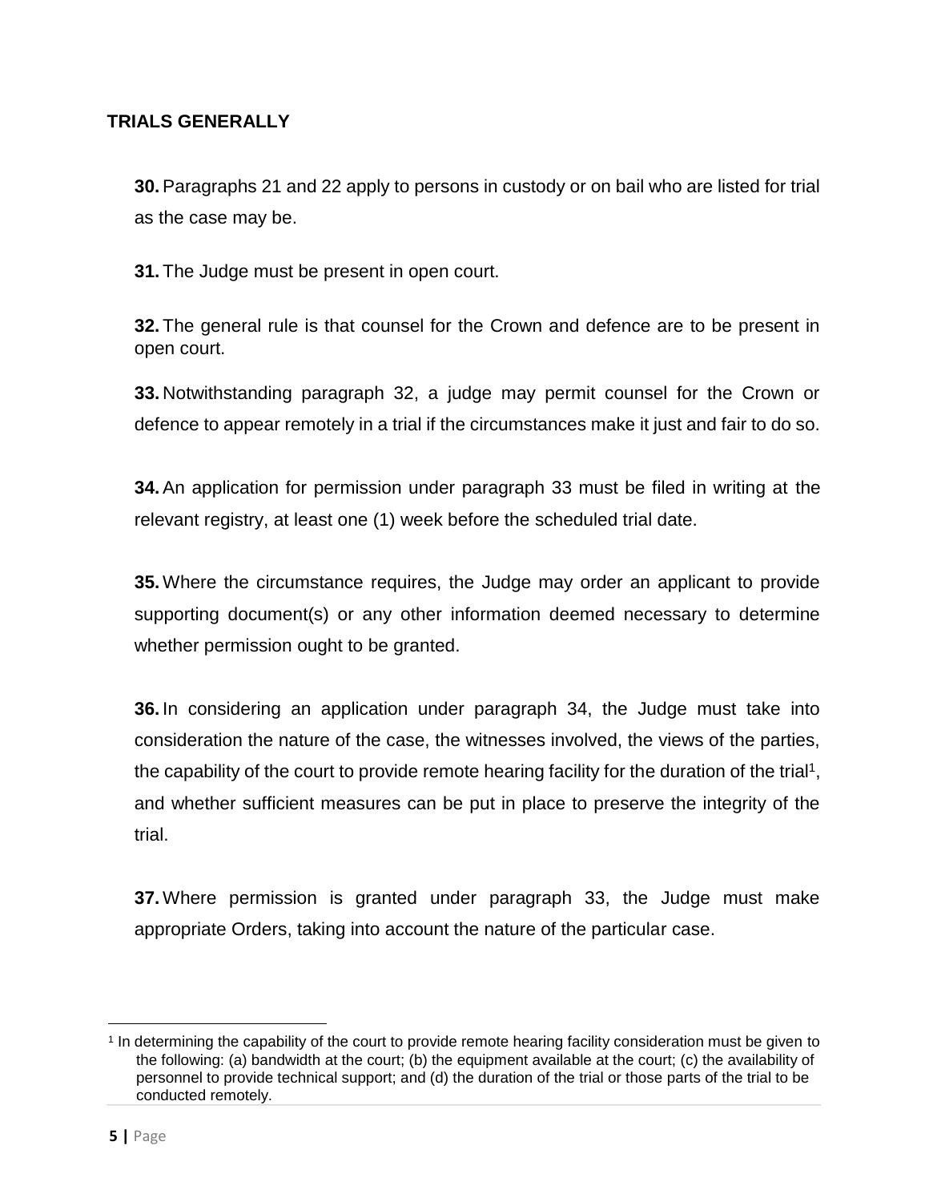## TRIALS GENERALLY

**30.** Paragraphs 21 and 22 apply to persons in custody or on bail who are listed for trial as the case may be.

**31.** The Judge must be present in open court.

**32.** The general rule is that counsel for the Crown and defence are to be present in open court.

**33.** Notwithstanding paragraph 32, a judge may permit counsel for the Crown or defence to appear remotely in a trial if the circumstances make it just and fair to do so.

**34.** An application for permission under paragraph 33 must be filed in writing at the relevant registry, at least one (1) week before the scheduled trial date.

**35.** Where the circumstance requires, the Judge may order an applicant to provide supporting document(s) or any other information deemed necessary to determine whether permission ought to be granted.

**36.** In considering an application under paragraph 34, the Judge must take into consideration the nature of the case, the witnesses involved, the views of the parties, the capability of the court to provide remote hearing facility for the duration of the trial[1], and whether sufficient measures can be put in place to preserve the integrity of the trial.

**37.** Where permission is granted under paragraph 33, the Judge must make appropriate Orders, taking into account the nature of the particular case.

---

[1] In determining the capability of the court to provide remote hearing facility consideration must be given to the following: (a) bandwidth at the court; (b) the equipment available at the court; (c) the availability of personnel to provide technical support; and (d) the duration of the trial or those parts of the trial to be conducted remotely.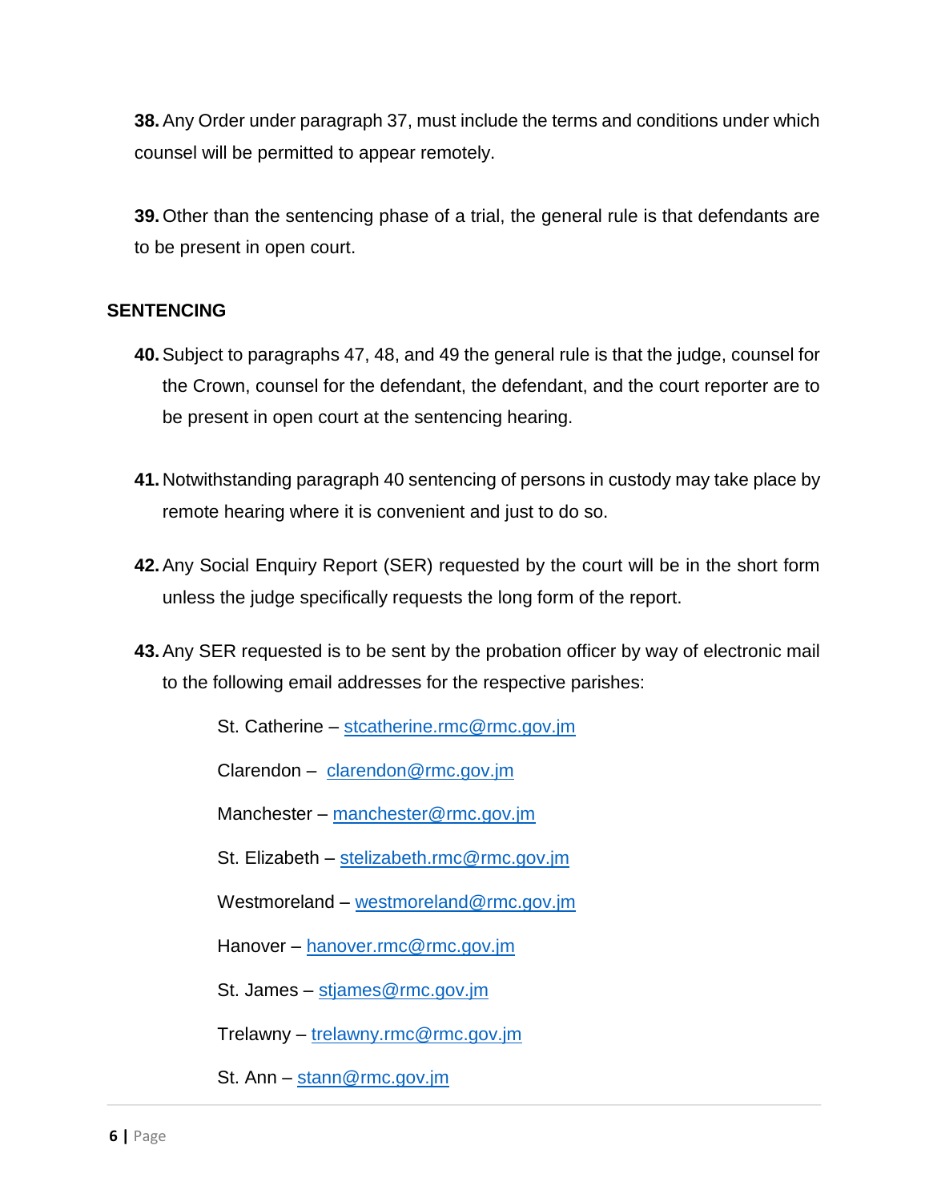**38.** Any Order under paragraph 37, must include the terms and conditions under which counsel will be permitted to appear remotely.

**39.** Other than the sentencing phase of a trial, the general rule is that defendants are to be present in open court.

## SENTENCING

**40.** Subject to paragraphs 47, 48, and 49 the general rule is that the judge, counsel for the Crown, counsel for the defendant, the defendant, and the court reporter are to be present in open court at the sentencing hearing.

**41.** Notwithstanding paragraph 40 sentencing of persons in custody may take place by remote hearing where it is convenient and just to do so.

**42.** Any Social Enquiry Report (SER) requested by the court will be in the short form unless the judge specifically requests the long form of the report.

**43.** Any SER requested is to be sent by the probation officer by way of electronic mail to the following email addresses for the respective parishes:

St. Catherine – stcatherine.rmc@rmc.gov.jm

Clarendon – clarendon@rmc.gov.jm

Manchester – manchester@rmc.gov.jm

St. Elizabeth – stelizabeth.rmc@rmc.gov.jm

Westmoreland – westmoreland@rmc.gov.jm

Hanover – hanover.rmc@rmc.gov.jm

St. James – stjames@rmc.gov.jm

Trelawny – trelawny.rmc@rmc.gov.jm

St. Ann – stann@rmc.gov.jm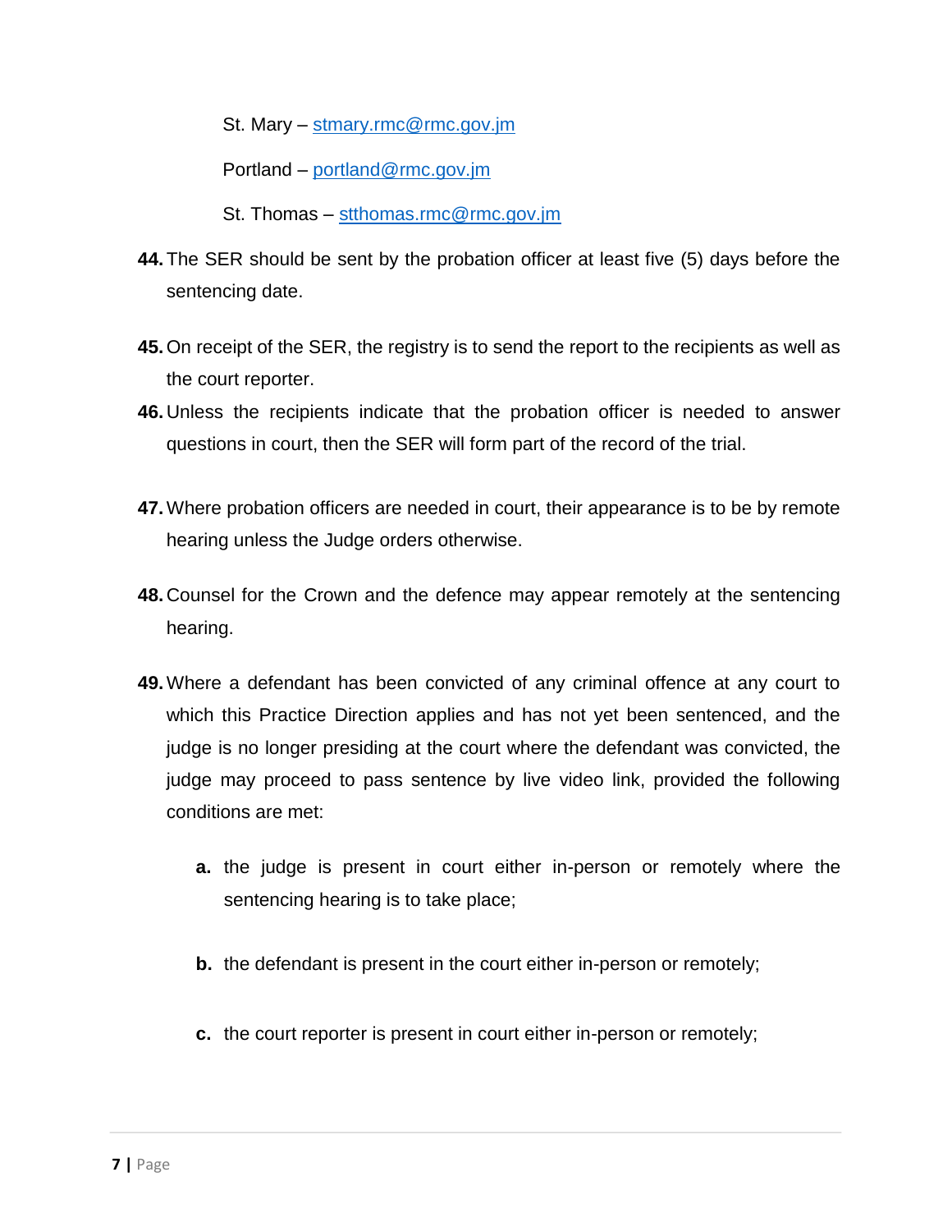St. Mary – stmary.rmc@rmc.gov.jm

Portland – portland@rmc.gov.jm

St. Thomas – stthomas.rmc@rmc.gov.jm

**44.** The SER should be sent by the probation officer at least five (5) days before the sentencing date.

**45.** On receipt of the SER, the registry is to send the report to the recipients as well as the court reporter.

**46.** Unless the recipients indicate that the probation officer is needed to answer questions in court, then the SER will form part of the record of the trial.

**47.** Where probation officers are needed in court, their appearance is to be by remote hearing unless the Judge orders otherwise.

**48.** Counsel for the Crown and the defence may appear remotely at the sentencing hearing.

**49.** Where a defendant has been convicted of any criminal offence at any court to which this Practice Direction applies and has not yet been sentenced, and the judge is no longer presiding at the court where the defendant was convicted, the judge may proceed to pass sentence by live video link, provided the following conditions are met:

   **a.** the judge is present in court either in-person or remotely where the sentencing hearing is to take place;

   **b.** the defendant is present in the court either in-person or remotely;

   **c.** the court reporter is present in court either in-person or remotely;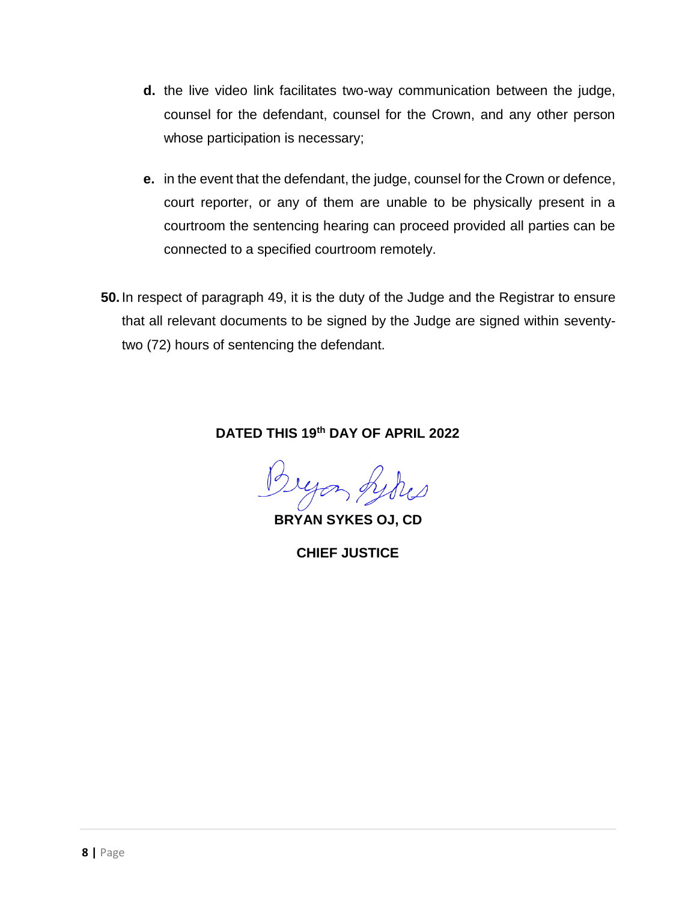d. the live video link facilitates two-way communication between the judge, counsel for the defendant, counsel for the Crown, and any other person whose participation is necessary;

e. in the event that the defendant, the judge, counsel for the Crown or defence, court reporter, or any of them are unable to be physically present in a courtroom the sentencing hearing can proceed provided all parties can be connected to a specified courtroom remotely.

**50.** In respect of paragraph 49, it is the duty of the Judge and the Registrar to ensure that all relevant documents to be signed by the Judge are signed within seventy-two (72) hours of sentencing the defendant.

**DATED THIS 19th DAY OF APRIL 2022**

**BRYAN SYKES OJ, CD**

**CHIEF JUSTICE**